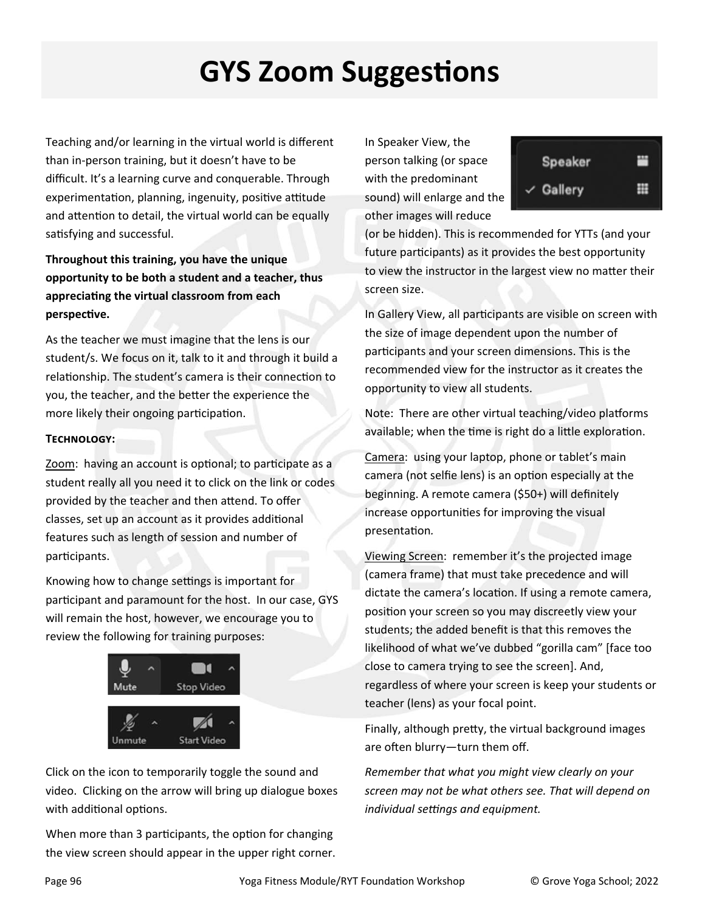# GYS Zoom Suggestions

Teaching and/or learning in the virtual world is different than in-person training, but it doesn't have to be difficult. It's a learning curve and conquerable. Through experimentation, planning, ingenuity, positive attitude and attention to detail, the virtual world can be equally satisfying and successful.

**Throughout this training, you have the unique opportunity to be both a student and a teacher, thus appreciating the virtual classroom from each perspective.**

As the teacher we must imagine that the lens is our student/s. We focus on it, talk to it and through it build a relationship. The student's camera is their connection to you, the teacher, and the better the experience the more likely their ongoing participation.

**Technology:**

Zoom: having an account is optional; to participate as a student really all you need it to click on the link or codes provided by the teacher and then attend. To offer classes, set up an account as it provides additional features such as length of session and number of participants.

Knowing how to change settings is important for participant and paramount for the host. In our case, GYS will remain the host, however, we encourage you to review the following for training purposes:

Mute ^ Stop Video ^

Unmute ^ Start Video ^

Click on the icon to temporarily toggle the sound and video. Clicking on the arrow will bring up dialogue boxes with additional options.

When more than 3 participants, the option for changing the view screen should appear in the upper right corner.

Speaker

✓ Gallery

In Speaker View, the person talking (or space with the predominant sound) will enlarge and the other images will reduce (or be hidden). This is recommended for YTTs (and your future participants) as it provides the best opportunity to view the instructor in the largest view no matter their screen size.

In Gallery View, all participants are visible on screen with the size of image dependent upon the number of participants and your screen dimensions. This is the recommended view for the instructor as it creates the opportunity to view all students.

Note: There are other virtual teaching/video platforms available; when the time is right do a little exploration.

Camera: using your laptop, phone or tablet's main camera (not selfie lens) is an option especially at the beginning. A remote camera ($50+) will definitely increase opportunities for improving the visual presentation.

Viewing Screen: remember it's the projected image (camera frame) that must take precedence and will dictate the camera's location. If using a remote camera, position your screen so you may discreetly view your students; the added benefit is that this removes the likelihood of what we've dubbed "gorilla cam" [face too close to camera trying to see the screen]. And, regardless of where your screen is keep your students or teacher (lens) as your focal point.

Finally, although pretty, the virtual background images are often blurry—turn them off.

*Remember that what you might view clearly on your screen may not be what others see. That will depend on individual settings and equipment.*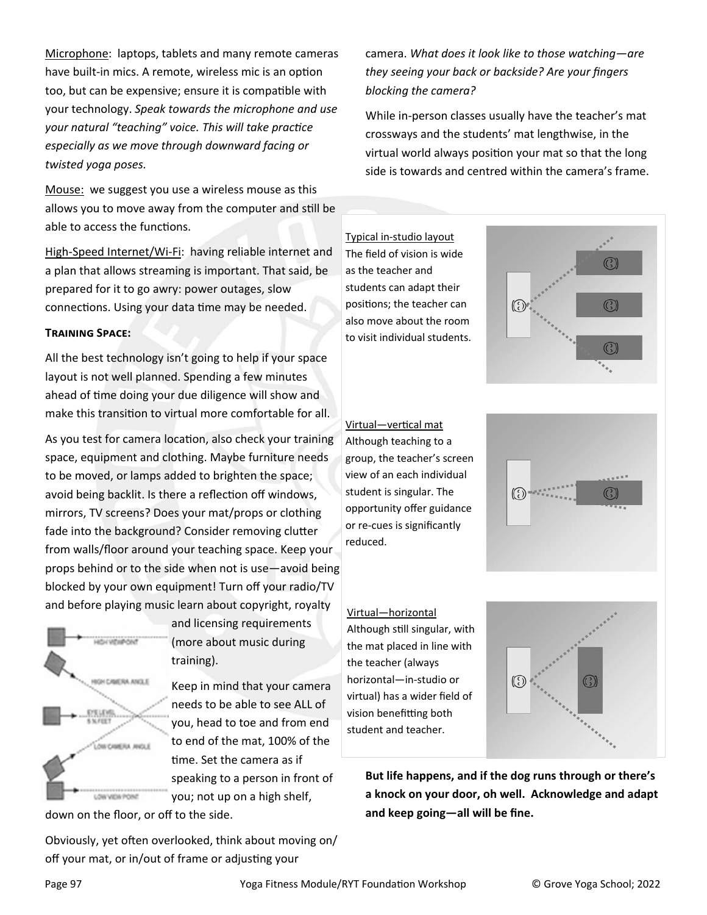Microphone: laptops, tablets and many remote cameras have built-in mics. A remote, wireless mic is an option too, but can be expensive; ensure it is compatible with your technology. *Speak towards the microphone and use your natural "teaching" voice. This will take practice especially as we move through downward facing or twisted yoga poses.*

Mouse: we suggest you use a wireless mouse as this allows you to move away from the computer and still be able to access the functions.

High-Speed Internet/Wi-Fi: having reliable internet and a plan that allows streaming is important. That said, be prepared for it to go awry: power outages, slow connections. Using your data time may be needed.

**Training Space:**

All the best technology isn't going to help if your space layout is not well planned. Spending a few minutes ahead of time doing your due diligence will show and make this transition to virtual more comfortable for all.

As you test for camera location, also check your training space, equipment and clothing. Maybe furniture needs to be moved, or lamps added to brighten the space; avoid being backlit. Is there a reflection off windows, mirrors, TV screens? Does your mat/props or clothing fade into the background? Consider removing clutter from walls/floor around your teaching space. Keep your props behind or to the side when not is use—avoid being blocked by your own equipment! Turn off your radio/TV and before playing music learn about copyright, royalty and licensing requirements (more about music during training).

HIGH VIEWPOINT

HIGH CAMERA ANGLE

EYE LEVEL 5 ½ FEET

LOW CAMERA ANGLE

LOW VIEW POINT

Keep in mind that your camera needs to be able to see ALL of you, head to toe and from end to end of the mat, 100% of the time. Set the camera as if speaking to a person in front of you; not up on a high shelf, down on the floor, or off to the side.

Obviously, yet often overlooked, think about moving on/off your mat, or in/out of frame or adjusting your camera. *What does it look like to those watching—are they seeing your back or backside? Are your fingers blocking the camera?*

While in-person classes usually have the teacher's mat crossways and the students' mat lengthwise, in the virtual world always position your mat so that the long side is towards and centred within the camera's frame.

Typical in-studio layout
The field of vision is wide as the teacher and students can adapt their positions; the teacher can also move about the room to visit individual students.

Virtual—vertical mat
Although teaching to a group, the teacher's screen view of an each individual student is singular. The opportunity offer guidance or re-cues is significantly reduced.

Virtual—horizontal
Although still singular, with the mat placed in line with the teacher (always horizontal—in-studio or virtual) has a wider field of vision benefitting both student and teacher.

**But life happens, and if the dog runs through or there's a knock on your door, oh well. Acknowledge and adapt and keep going—all will be fine.**